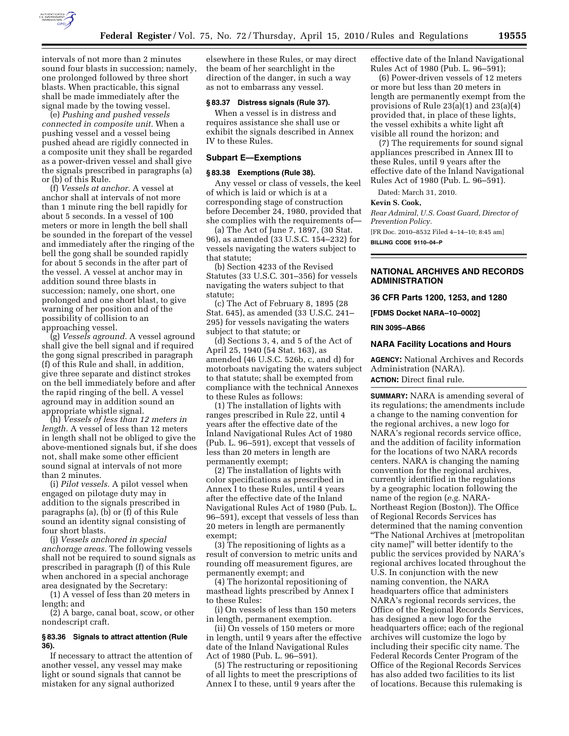intervals of not more than 2 minutes sound four blasts in succession; namely, one prolonged followed by three short blasts. When practicable, this signal shall be made immediately after the signal made by the towing vessel.

(e) *Pushing and pushed vessels connected in composite unit.* When a pushing vessel and a vessel being pushed ahead are rigidly connected in a composite unit they shall be regarded as a power-driven vessel and shall give the signals prescribed in paragraphs (a) or (b) of this Rule.

(f) *Vessels at anchor.* A vessel at anchor shall at intervals of not more than 1 minute ring the bell rapidly for about 5 seconds. In a vessel of 100 meters or more in length the bell shall be sounded in the forepart of the vessel and immediately after the ringing of the bell the gong shall be sounded rapidly for about 5 seconds in the after part of the vessel. A vessel at anchor may in addition sound three blasts in succession; namely, one short, one prolonged and one short blast, to give warning of her position and of the possibility of collision to an approaching vessel.

(g) *Vessels aground.* A vessel aground shall give the bell signal and if required the gong signal prescribed in paragraph (f) of this Rule and shall, in addition, give three separate and distinct strokes on the bell immediately before and after the rapid ringing of the bell. A vessel aground may in addition sound an appropriate whistle signal.

(h) *Vessels of less than 12 meters in length.* A vessel of less than 12 meters in length shall not be obliged to give the above-mentioned signals but, if she does not, shall make some other efficient sound signal at intervals of not more than 2 minutes.

(i) *Pilot vessels.* A pilot vessel when engaged on pilotage duty may in addition to the signals prescribed in paragraphs (a), (b) or (f) of this Rule sound an identity signal consisting of four short blasts.

(j) *Vessels anchored in special anchorage areas.* The following vessels shall not be required to sound signals as prescribed in paragraph (f) of this Rule when anchored in a special anchorage area designated by the Secretary:

(1) A vessel of less than 20 meters in length; and

(2) A barge, canal boat, scow, or other nondescript craft.

### § 83.36 Signals to attract attention (Rule 36).

If necessary to attract the attention of another vessel, any vessel may make light or sound signals that cannot be mistaken for any signal authorized elsewhere in these Rules, or may direct the beam of her searchlight in the direction of the danger, in such a way as not to embarrass any vessel.

### § 83.37 Distress signals (Rule 37).

When a vessel is in distress and requires assistance she shall use or exhibit the signals described in Annex IV to these Rules.

## Subpart E—Exemptions

### § 83.38 Exemptions (Rule 38).

Any vessel or class of vessels, the keel of which is laid or which is at a corresponding stage of construction before December 24, 1980, provided that she complies with the requirements of—

(a) The Act of June 7, 1897, (30 Stat. 96), as amended (33 U.S.C. 154–232) for vessels navigating the waters subject to that statute;

(b) Section 4233 of the Revised Statutes (33 U.S.C. 301–356) for vessels navigating the waters subject to that statute;

(c) The Act of February 8, 1895 (28 Stat. 645), as amended (33 U.S.C. 241–295) for vessels navigating the waters subject to that statute; or

(d) Sections 3, 4, and 5 of the Act of April 25, 1940 (54 Stat. 163), as amended (46 U.S.C. 526b, c, and d) for motorboats navigating the waters subject to that statute; shall be exempted from compliance with the technical Annexes to these Rules as follows:

(1) The installation of lights with ranges prescribed in Rule 22, until 4 years after the effective date of the Inland Navigational Rules Act of 1980 (Pub. L. 96–591), except that vessels of less than 20 meters in length are permanently exempt;

(2) The installation of lights with color specifications as prescribed in Annex I to these Rules, until 4 years after the effective date of the Inland Navigational Rules Act of 1980 (Pub. L. 96–591), except that vessels of less than 20 meters in length are permanently exempt;

(3) The repositioning of lights as a result of conversion to metric units and rounding off measurement figures, are permanently exempt; and

(4) The horizontal repositioning of masthead lights prescribed by Annex I to these Rules:

(i) On vessels of less than 150 meters in length, permanent exemption.

(ii) On vessels of 150 meters or more in length, until 9 years after the effective date of the Inland Navigational Rules Act of 1980 (Pub. L. 96–591).

(5) The restructuring or repositioning of all lights to meet the prescriptions of Annex I to these, until 9 years after the effective date of the Inland Navigational Rules Act of 1980 (Pub. L. 96–591);

(6) Power-driven vessels of 12 meters or more but less than 20 meters in length are permanently exempt from the provisions of Rule 23(a)(1) and 23(a)(4) provided that, in place of these lights, the vessel exhibits a white light aft visible all round the horizon; and

(7) The requirements for sound signal appliances prescribed in Annex III to these Rules, until 9 years after the effective date of the Inland Navigational Rules Act of 1980 (Pub. L. 96–591).

Dated: March 31, 2010.

**Kevin S. Cook,**

*Rear Admiral, U.S. Coast Guard, Director of Prevention Policy.*

[FR Doc. 2010–8532 Filed 4–14–10; 8:45 am]

**BILLING CODE 9110–04–P**

## NATIONAL ARCHIVES AND RECORDS ADMINISTRATION

### 36 CFR Parts 1200, 1253, and 1280

**[FDMS Docket NARA–10–0002]**

**RIN 3095–AB66**

### NARA Facility Locations and Hours

**AGENCY:** National Archives and Records Administration (NARA).

**ACTION:** Direct final rule.

**SUMMARY:** NARA is amending several of its regulations; the amendments include a change to the naming convention for the regional archives, a new logo for NARA's regional records service office, and the addition of facility information for the locations of two NARA records centers. NARA is changing the naming convention for the regional archives, currently identified in the regulations by a geographic location following the name of the region (*e.g.* NARA-Northeast Region (Boston)). The Office of Regional Records Services has determined that the naming convention "The National Archives at [metropolitan city name]" will better identify to the public the services provided by NARA's regional archives located throughout the U.S. In conjunction with the new naming convention, the NARA headquarters office that administers NARA's regional records services, the Office of the Regional Records Services, has designed a new logo for the headquarters office; each of the regional archives will customize the logo by including their specific city name. The Federal Records Center Program of the Office of the Regional Records Services has also added two facilities to its list of locations. Because this rulemaking is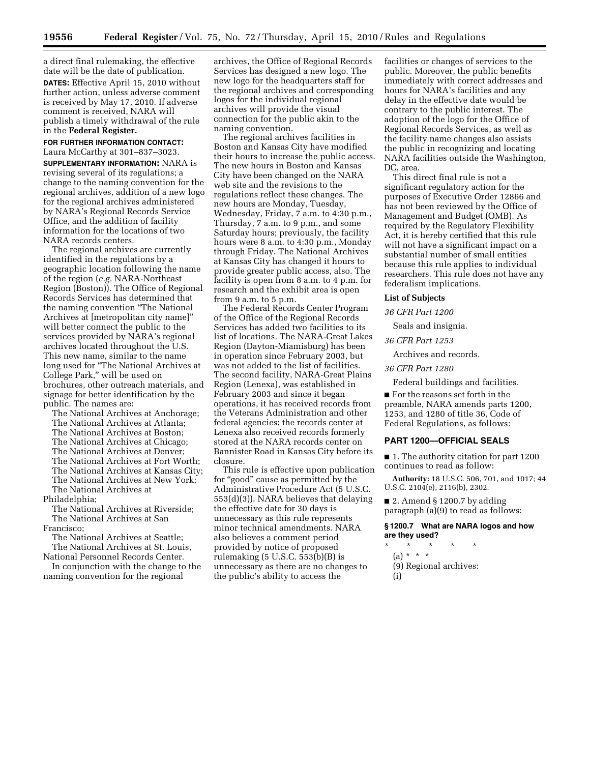a direct final rulemaking, the effective date will be the date of publication.

**DATES:** Effective April 15, 2010 without further action, unless adverse comment is received by May 17, 2010. If adverse comment is received, NARA will publish a timely withdrawal of the rule in the **Federal Register.**

**FOR FURTHER INFORMATION CONTACT:** Laura McCarthy at 301–837–3023.

**SUPPLEMENTARY INFORMATION:** NARA is revising several of its regulations; a change to the naming convention for the regional archives, addition of a new logo for the regional archives administered by NARA's Regional Records Service Office, and the addition of facility information for the locations of two NARA records centers.

The regional archives are currently identified in the regulations by a geographic location following the name of the region (*e.g.* NARA-Northeast Region (Boston)). The Office of Regional Records Services has determined that the naming convention "The National Archives at [metropolitan city name]" will better connect the public to the services provided by NARA's regional archives located throughout the U.S. This new name, similar to the name long used for "The National Archives at College Park," will be used on brochures, other outreach materials, and signage for better identification by the public. The names are:

The National Archives at Anchorage;
The National Archives at Atlanta;
The National Archives at Boston;
The National Archives at Chicago;
The National Archives at Denver;
The National Archives at Fort Worth;
The National Archives at Kansas City;
The National Archives at New York;
The National Archives at Philadelphia;
The National Archives at Riverside;
The National Archives at San Francisco;
The National Archives at Seattle;
The National Archives at St. Louis, National Personnel Records Center.

In conjunction with the change to the naming convention for the regional archives, the Office of Regional Records Services has designed a new logo. The new logo for the headquarters staff for the regional archives and corresponding logos for the individual regional archives will provide the visual connection for the public akin to the naming convention.

The regional archives facilities in Boston and Kansas City have modified their hours to increase the public access. The new hours in Boston and Kansas City have been changed on the NARA web site and the revisions to the regulations reflect these changes. The new hours are Monday, Tuesday, Wednesday, Friday, 7 a.m. to 4:30 p.m., Thursday, 7 a.m. to 9 p.m., and some Saturday hours; previously, the facility hours were 8 a.m. to 4:30 p.m., Monday through Friday. The National Archives at Kansas City has changed it hours to provide greater public access, also. The facility is open from 8 a.m. to 4 p.m. for research and the exhibit area is open from 9 a.m. to 5 p.m.

The Federal Records Center Program of the Office of the Regional Records Services has added two facilities to its list of locations. The NARA-Great Lakes Region (Dayton-Miamisburg) has been in operation since February 2003, but was not added to the list of facilities. The second facility, NARA-Great Plains Region (Lenexa), was established in February 2003 and since it began operations, it has received records from the Veterans Administration and other federal agencies; the records center at Lenexa also received records formerly stored at the NARA records center on Bannister Road in Kansas City before its closure.

This rule is effective upon publication for "good" cause as permitted by the Administrative Procedure Act (5 U.S.C. 553(d)(3)). NARA believes that delaying the effective date for 30 days is unnecessary as this rule represents minor technical amendments. NARA also believes a comment period provided by notice of proposed rulemaking (5 U.S.C. 553(b)(B) is unnecessary as there are no changes to the public's ability to access the facilities or changes of services to the public. Moreover, the public benefits immediately with correct addresses and hours for NARA's facilities and any delay in the effective date would be contrary to the public interest. The adoption of the logo for the Office of Regional Records Services, as well as the facility name changes also assists the public in recognizing and locating NARA facilities outside the Washington, DC, area.

This direct final rule is not a significant regulatory action for the purposes of Executive Order 12866 and has not been reviewed by the Office of Management and Budget (OMB). As required by the Regulatory Flexibility Act, it is hereby certified that this rule will not have a significant impact on a substantial number of small entities because this rule applies to individual researchers. This rule does not have any federalism implications.

### List of Subjects

*36 CFR Part 1200*

Seals and insignia.

*36 CFR Part 1253*

Archives and records.

*36 CFR Part 1280*

Federal buildings and facilities.

■ For the reasons set forth in the preamble, NARA amends parts 1200, 1253, and 1280 of title 36, Code of Federal Regulations, as follows:

## PART 1200—OFFICIAL SEALS

■ 1. The authority citation for part 1200 continues to read as follow:

**Authority:** 18 U.S.C. 506, 701, and 1017; 44 U.S.C. 2104(e), 2116(b), 2302.

■ 2. Amend § 1200.7 by adding paragraph (a)(9) to read as follows:

### § 1200.7 What are NARA logos and how are they used?

\* \* \* \* \*

(a) \* \* \*

(9) Regional archives:

(i)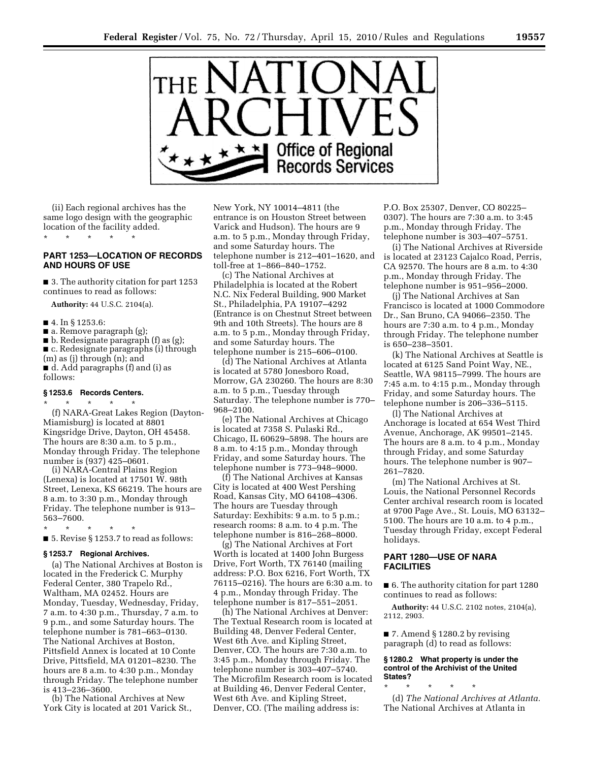(ii) Each regional archives has the same logo design with the geographic location of the facility added.

\* \* \* \* \*

## PART 1253—LOCATION OF RECORDS AND HOURS OF USE

■ 3. The authority citation for part 1253 continues to read as follows:

**Authority:** 44 U.S.C. 2104(a).

■ 4. In § 1253.6:

■ a. Remove paragraph (g);

■ b. Redesignate paragraph (f) as (g);

■ c. Redesignate paragraphs (i) through (m) as (j) through (n); and

■ d. Add paragraphs (f) and (i) as follows:

### § 1253.6 Records Centers.

\* \* \* \* \*

(f) NARA-Great Lakes Region (Dayton-Miamisburg) is located at 8801 Kingsridge Drive, Dayton, OH 45458. The hours are 8:30 a.m. to 5 p.m., Monday through Friday. The telephone number is (937) 425–0601.

(i) NARA-Central Plains Region (Lenexa) is located at 17501 W. 98th Street, Lenexa, KS 66219. The hours are 8 a.m. to 3:30 p.m., Monday through Friday. The telephone number is 913–563–7600.

\* \* \* \* \*

■ 5. Revise § 1253.7 to read as follows:

### § 1253.7 Regional Archives.

(a) The National Archives at Boston is located in the Frederick C. Murphy Federal Center, 380 Trapelo Rd., Waltham, MA 02452. Hours are Monday, Tuesday, Wednesday, Friday, 7 a.m. to 4:30 p.m., Thursday, 7 a.m. to 9 p.m., and some Saturday hours. The telephone number is 781–663–0130. The National Archives at Boston, Pittsfield Annex is located at 10 Conte Drive, Pittsfield, MA 01201–8230. The hours are 8 a.m. to 4:30 p.m., Monday through Friday. The telephone number is 413–236–3600.

(b) The National Archives at New York City is located at 201 Varick St., New York, NY 10014–4811 (the entrance is on Houston Street between Varick and Hudson). The hours are 9 a.m. to 5 p.m., Monday through Friday, and some Saturday hours. The telephone number is 212–401–1620, and toll-free at 1–866–840–1752.

(c) The National Archives at Philadelphia is located at the Robert N.C. Nix Federal Building, 900 Market St., Philadelphia, PA 19107–4292 (Entrance is on Chestnut Street between 9th and 10th Streets). The hours are 8 a.m. to 5 p.m., Monday through Friday, and some Saturday hours. The telephone number is 215–606–0100.

(d) The National Archives at Atlanta is located at 5780 Jonesboro Road, Morrow, GA 230260. The hours are 8:30 a.m. to 5 p.m., Tuesday through Saturday. The telephone number is 770–968–2100.

(e) The National Archives at Chicago is located at 7358 S. Pulaski Rd., Chicago, IL 60629–5898. The hours are 8 a.m. to 4:15 p.m., Monday through Friday, and some Saturday hours. The telephone number is 773–948–9000.

(f) The National Archives at Kansas City is located at 400 West Pershing Road, Kansas City, MO 64108–4306. The hours are Tuesday through Saturday: Eexhibits: 9 a.m. to 5 p.m.; research rooms: 8 a.m. to 4 p.m. The telephone number is 816–268–8000.

(g) The National Archives at Fort Worth is located at 1400 John Burgess Drive, Fort Worth, TX 76140 (mailing address: P.O. Box 6216, Fort Worth, TX 76115–0216). The hours are 6:30 a.m. to 4 p.m., Monday through Friday. The telephone number is 817–551–2051.

(h) The National Archives at Denver: The Textual Research room is located at Building 48, Denver Federal Center, West 6th Ave. and Kipling Street, Denver, CO. The hours are 7:30 a.m. to 3:45 p.m., Monday through Friday. The telephone number is 303–407–5740. The Microfilm Research room is located at Building 46, Denver Federal Center, West 6th Ave. and Kipling Street, Denver, CO. (The mailing address is: P.O. Box 25307, Denver, CO 80225–0307). The hours are 7:30 a.m. to 3:45 p.m., Monday through Friday. The telephone number is 303–407–5751.

(i) The National Archives at Riverside is located at 23123 Cajalco Road, Perris, CA 92570. The hours are 8 a.m. to 4:30 p.m., Monday through Friday. The telephone number is 951–956–2000.

(j) The National Archives at San Francisco is located at 1000 Commodore Dr., San Bruno, CA 94066–2350. The hours are 7:30 a.m. to 4 p.m., Monday through Friday. The telephone number is 650–238–3501.

(k) The National Archives at Seattle is located at 6125 Sand Point Way, NE., Seattle, WA 98115–7999. The hours are 7:45 a.m. to 4:15 p.m., Monday through Friday, and some Saturday hours. The telephone number is 206–336–5115.

(l) The National Archives at Anchorage is located at 654 West Third Avenue, Anchorage, AK 99501–2145. The hours are 8 a.m. to 4 p.m., Monday through Friday, and some Saturday hours. The telephone number is 907–261–7820.

(m) The National Archives at St. Louis, the National Personnel Records Center archival research room is located at 9700 Page Ave., St. Louis, MO 63132–5100. The hours are 10 a.m. to 4 p.m., Tuesday through Friday, except Federal holidays.

## PART 1280—USE OF NARA FACILITIES

■ 6. The authority citation for part 1280 continues to read as follows:

**Authority:** 44 U.S.C. 2102 notes, 2104(a), 2112, 2903.

■ 7. Amend § 1280.2 by revising paragraph (d) to read as follows:

### § 1280.2 What property is under the control of the Archivist of the United States?

\* \* \* \* \*

(d) *The National Archives at Atlanta.* The National Archives at Atlanta in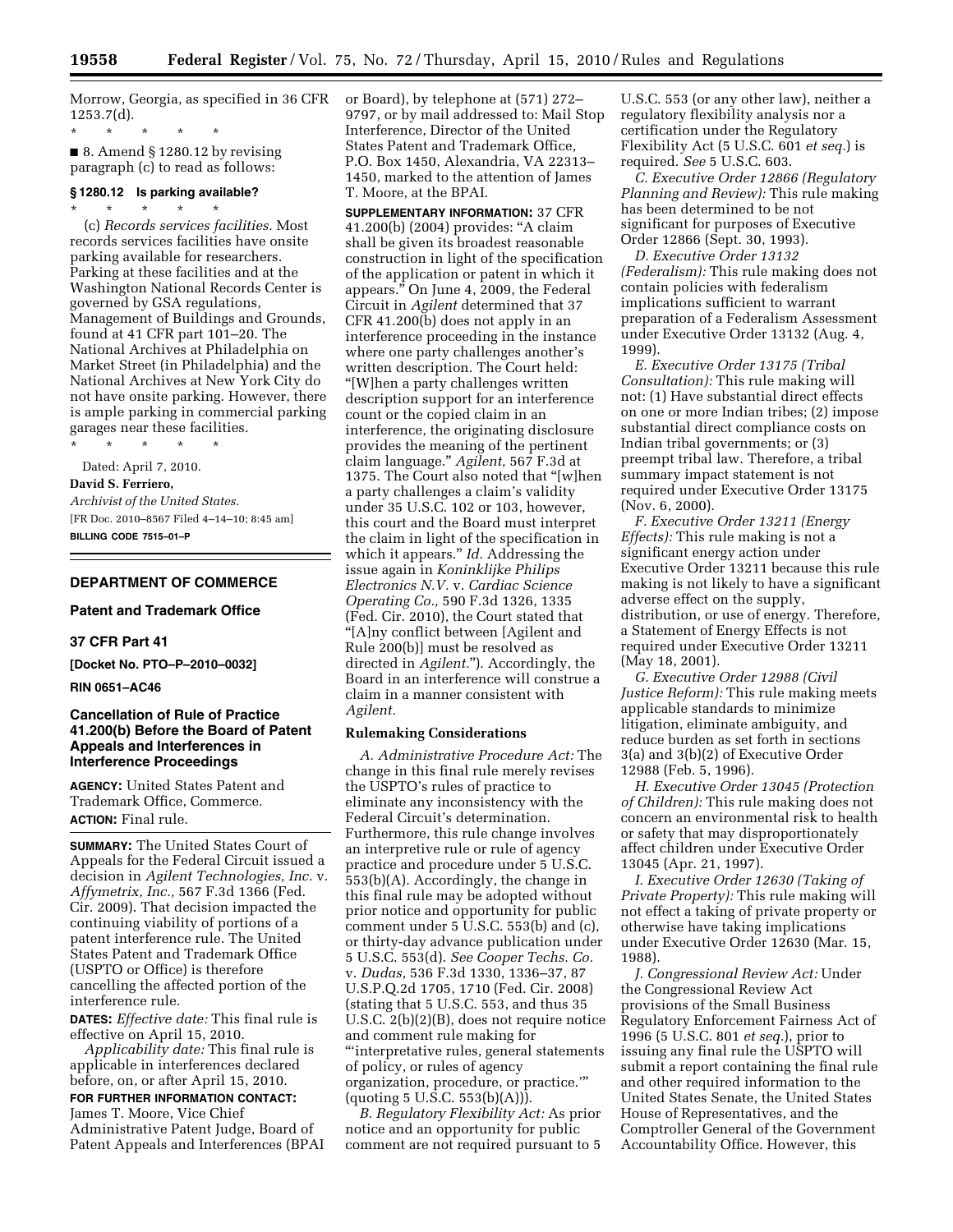Morrow, Georgia, as specified in 36 CFR 1253.7(d).

\* \* \* \* \*

■ 8. Amend § 1280.12 by revising paragraph (c) to read as follows:

**§ 1280.12 Is parking available?**

\* \* \* \* \*

(c) *Records services facilities.* Most records services facilities have onsite parking available for researchers. Parking at these facilities and at the Washington National Records Center is governed by GSA regulations, Management of Buildings and Grounds, found at 41 CFR part 101–20. The National Archives at Philadelphia on Market Street (in Philadelphia) and the National Archives at New York City do not have onsite parking. However, there is ample parking in commercial parking garages near these facilities.

\* \* \* \* \*

Dated: April 7, 2010.

**David S. Ferriero,**

*Archivist of the United States.*

[FR Doc. 2010–8567 Filed 4–14–10; 8:45 am]

**BILLING CODE 7515–01–P**

---

**DEPARTMENT OF COMMERCE**

**Patent and Trademark Office**

**37 CFR Part 41**

**[Docket No. PTO–P–2010–0032]**

**RIN 0651–AC46**

## Cancellation of Rule of Practice 41.200(b) Before the Board of Patent Appeals and Interferences in Interference Proceedings

**AGENCY:** United States Patent and Trademark Office, Commerce.

**ACTION:** Final rule.

**SUMMARY:** The United States Court of Appeals for the Federal Circuit issued a decision in *Agilent Technologies, Inc.* v. *Affymetrix, Inc.,* 567 F.3d 1366 (Fed. Cir. 2009). That decision impacted the continuing viability of portions of a patent interference rule. The United States Patent and Trademark Office (USPTO or Office) is therefore cancelling the affected portion of the interference rule.

**DATES:** *Effective date:* This final rule is effective on April 15, 2010.

*Applicability date:* This final rule is applicable in interferences declared before, on, or after April 15, 2010.

**FOR FURTHER INFORMATION CONTACT:** James T. Moore, Vice Chief Administrative Patent Judge, Board of Patent Appeals and Interferences (BPAI or Board), by telephone at (571) 272–9797, or by mail addressed to: Mail Stop Interference, Director of the United States Patent and Trademark Office, P.O. Box 1450, Alexandria, VA 22313–1450, marked to the attention of James T. Moore, at the BPAI.

**SUPPLEMENTARY INFORMATION:** 37 CFR 41.200(b) (2004) provides: "A claim shall be given its broadest reasonable construction in light of the specification of the application or patent in which it appears." On June 4, 2009, the Federal Circuit in *Agilent* determined that 37 CFR 41.200(b) does not apply in an interference proceeding in the instance where one party challenges another's written description. The Court held: "[W]hen a party challenges written description support for an interference count or the copied claim in an interference, the originating disclosure provides the meaning of the pertinent claim language." *Agilent,* 567 F.3d at 1375. The Court also noted that "[w]hen a party challenges a claim's validity under 35 U.S.C. 102 or 103, however, this court and the Board must interpret the claim in light of the specification in which it appears." *Id.* Addressing the issue again in *Koninklijke Philips Electronics N.V.* v. *Cardiac Science Operating Co.,* 590 F.3d 1326, 1335 (Fed. Cir. 2010), the Court stated that "[A]ny conflict between [Agilent and Rule 200(b)] must be resolved as directed in *Agilent*."). Accordingly, the Board in an interference will construe a claim in a manner consistent with *Agilent.*

### Rulemaking Considerations

*A. Administrative Procedure Act:* The change in this final rule merely revises the USPTO's rules of practice to eliminate any inconsistency with the Federal Circuit's determination. Furthermore, this rule change involves an interpretive rule or rule of agency practice and procedure under 5 U.S.C. 553(b)(A). Accordingly, the change in this final rule may be adopted without prior notice and opportunity for public comment under 5 U.S.C. 553(b) and (c), or thirty-day advance publication under 5 U.S.C. 553(d). *See Cooper Techs. Co.* v. *Dudas,* 536 F.3d 1330, 1336–37, 87 U.S.P.Q.2d 1705, 1710 (Fed. Cir. 2008) (stating that 5 U.S.C. 553, and thus 35 U.S.C. 2(b)(2)(B), does not require notice and comment rule making for "'interpretative rules, general statements of policy, or rules of agency organization, procedure, or practice.'" (quoting 5 U.S.C. 553(b)(A))).

*B. Regulatory Flexibility Act:* As prior notice and an opportunity for public comment are not required pursuant to 5 U.S.C. 553 (or any other law), neither a regulatory flexibility analysis nor a certification under the Regulatory Flexibility Act (5 U.S.C. 601 *et seq.*) is required. *See* 5 U.S.C. 603.

*C. Executive Order 12866 (Regulatory Planning and Review):* This rule making has been determined to be not significant for purposes of Executive Order 12866 (Sept. 30, 1993).

*D. Executive Order 13132 (Federalism):* This rule making does not contain policies with federalism implications sufficient to warrant preparation of a Federalism Assessment under Executive Order 13132 (Aug. 4, 1999).

*E. Executive Order 13175 (Tribal Consultation):* This rule making will not: (1) Have substantial direct effects on one or more Indian tribes; (2) impose substantial direct compliance costs on Indian tribal governments; or (3) preempt tribal law. Therefore, a tribal summary impact statement is not required under Executive Order 13175 (Nov. 6, 2000).

*F. Executive Order 13211 (Energy Effects):* This rule making is not a significant energy action under Executive Order 13211 because this rule making is not likely to have a significant adverse effect on the supply, distribution, or use of energy. Therefore, a Statement of Energy Effects is not required under Executive Order 13211 (May 18, 2001).

*G. Executive Order 12988 (Civil Justice Reform):* This rule making meets applicable standards to minimize litigation, eliminate ambiguity, and reduce burden as set forth in sections 3(a) and 3(b)(2) of Executive Order 12988 (Feb. 5, 1996).

*H. Executive Order 13045 (Protection of Children):* This rule making does not concern an environmental risk to health or safety that may disproportionately affect children under Executive Order 13045 (Apr. 21, 1997).

*I. Executive Order 12630 (Taking of Private Property):* This rule making will not effect a taking of private property or otherwise have taking implications under Executive Order 12630 (Mar. 15, 1988).

*J. Congressional Review Act:* Under the Congressional Review Act provisions of the Small Business Regulatory Enforcement Fairness Act of 1996 (5 U.S.C. 801 *et seq.*), prior to issuing any final rule the USPTO will submit a report containing the final rule and other required information to the United States Senate, the United States House of Representatives, and the Comptroller General of the Government Accountability Office. However, this